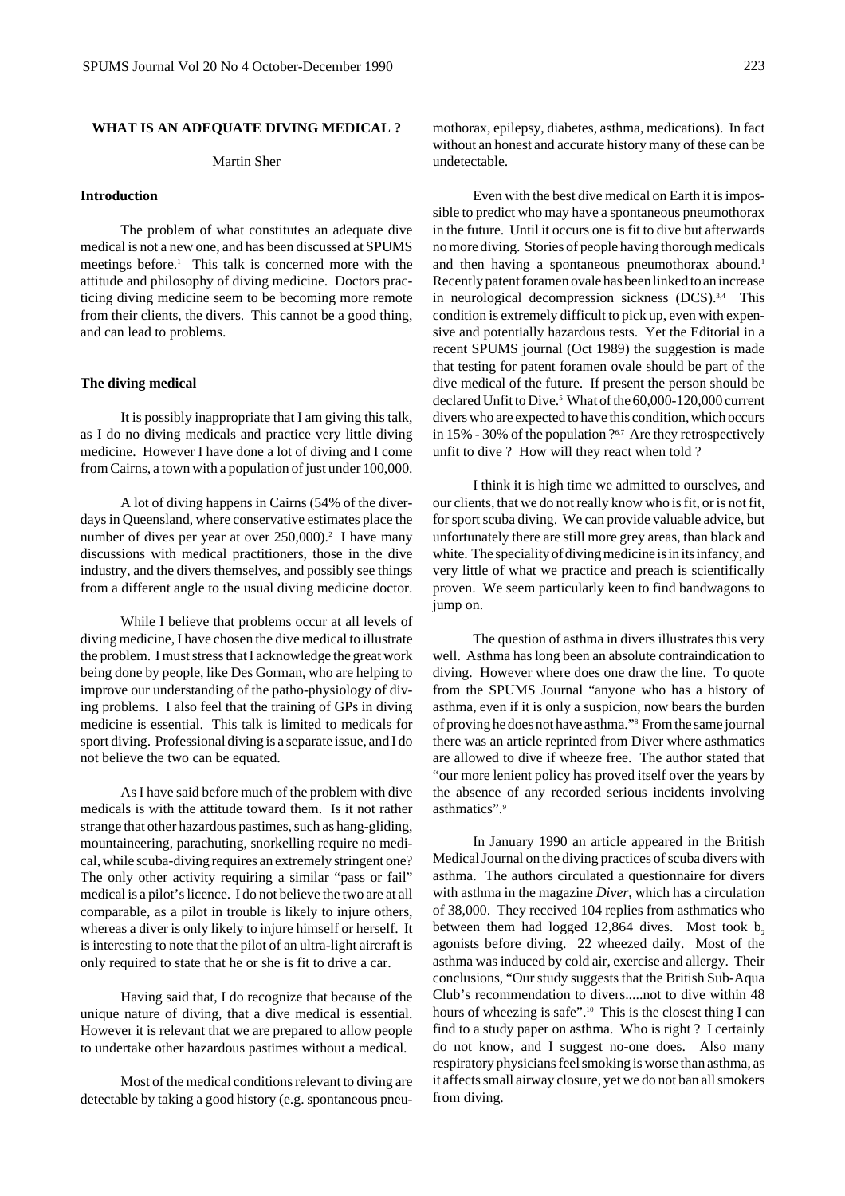# WHAT IS AN ADEQUATE DIVING MEDICAL ?

Martin Sher

## Introduction

The problem of what constitutes an adequate dive medical is not a new one, and has been discussed at SPUMS meetings before.[1] This talk is concerned more with the attitude and philosophy of diving medicine. Doctors practicing diving medicine seem to be becoming more remote from their clients, the divers. This cannot be a good thing, and can lead to problems.

## The diving medical

It is possibly inappropriate that I am giving this talk, as I do no diving medicals and practice very little diving medicine. However I have done a lot of diving and I come from Cairns, a town with a population of just under 100,000.

A lot of diving happens in Cairns (54% of the diver-days in Queensland, where conservative estimates place the number of dives per year at over 250,000).[2] I have many discussions with medical practitioners, those in the dive industry, and the divers themselves, and possibly see things from a different angle to the usual diving medicine doctor.

While I believe that problems occur at all levels of diving medicine, I have chosen the dive medical to illustrate the problem. I must stress that I acknowledge the great work being done by people, like Des Gorman, who are helping to improve our understanding of the patho-physiology of diving problems. I also feel that the training of GPs in diving medicine is essential. This talk is limited to medicals for sport diving. Professional diving is a separate issue, and I do not believe the two can be equated.

As I have said before much of the problem with dive medicals is with the attitude toward them. Is it not rather strange that other hazardous pastimes, such as hang-gliding, mountaineering, parachuting, snorkelling require no medical, while scuba-diving requires an extremely stringent one? The only other activity requiring a similar "pass or fail" medical is a pilot's licence. I do not believe the two are at all comparable, as a pilot in trouble is likely to injure others, whereas a diver is only likely to injure himself or herself. It is interesting to note that the pilot of an ultra-light aircraft is only required to state that he or she is fit to drive a car.

Having said that, I do recognize that because of the unique nature of diving, that a dive medical is essential. However it is relevant that we are prepared to allow people to undertake other hazardous pastimes without a medical.

Most of the medical conditions relevant to diving are detectable by taking a good history (e.g. spontaneous pneumothorax, epilepsy, diabetes, asthma, medications). In fact without an honest and accurate history many of these can be undetectable.

Even with the best dive medical on Earth it is impossible to predict who may have a spontaneous pneumothorax in the future. Until it occurs one is fit to dive but afterwards no more diving. Stories of people having thorough medicals and then having a spontaneous pneumothorax abound.[1] Recently patent foramen ovale has been linked to an increase in neurological decompression sickness (DCS).[3,4] This condition is extremely difficult to pick up, even with expensive and potentially hazardous tests. Yet the Editorial in a recent SPUMS journal (Oct 1989) the suggestion is made that testing for patent foramen ovale should be part of the dive medical of the future. If present the person should be declared Unfit to Dive.[5] What of the 60,000-120,000 current divers who are expected to have this condition, which occurs in 15% - 30% of the population ?[6,7] Are they retrospectively unfit to dive ? How will they react when told ?

I think it is high time we admitted to ourselves, and our clients, that we do not really know who is fit, or is not fit, for sport scuba diving. We can provide valuable advice, but unfortunately there are still more grey areas, than black and white. The speciality of diving medicine is in its infancy, and very little of what we practice and preach is scientifically proven. We seem particularly keen to find bandwagons to jump on.

The question of asthma in divers illustrates this very well. Asthma has long been an absolute contraindication to diving. However where does one draw the line. To quote from the SPUMS Journal "anyone who has a history of asthma, even if it is only a suspicion, now bears the burden of proving he does not have asthma."[8] From the same journal there was an article reprinted from Diver where asthmatics are allowed to dive if wheeze free. The author stated that "our more lenient policy has proved itself over the years by the absence of any recorded serious incidents involving asthmatics".[9]

In January 1990 an article appeared in the British Medical Journal on the diving practices of scuba divers with asthma. The authors circulated a questionnaire for divers with asthma in the magazine *Diver*, which has a circulation of 38,000. They received 104 replies from asthmatics who between them had logged 12,864 dives. Most took $b_2$ agonists before diving. 22 wheezed daily. Most of the asthma was induced by cold air, exercise and allergy. Their conclusions, "Our study suggests that the British Sub-Aqua Club's recommendation to divers.....not to dive within 48 hours of wheezing is safe".[10] This is the closest thing I can find to a study paper on asthma. Who is right ? I certainly do not know, and I suggest no-one does. Also many respiratory physicians feel smoking is worse than asthma, as it affects small airway closure, yet we do not ban all smokers from diving.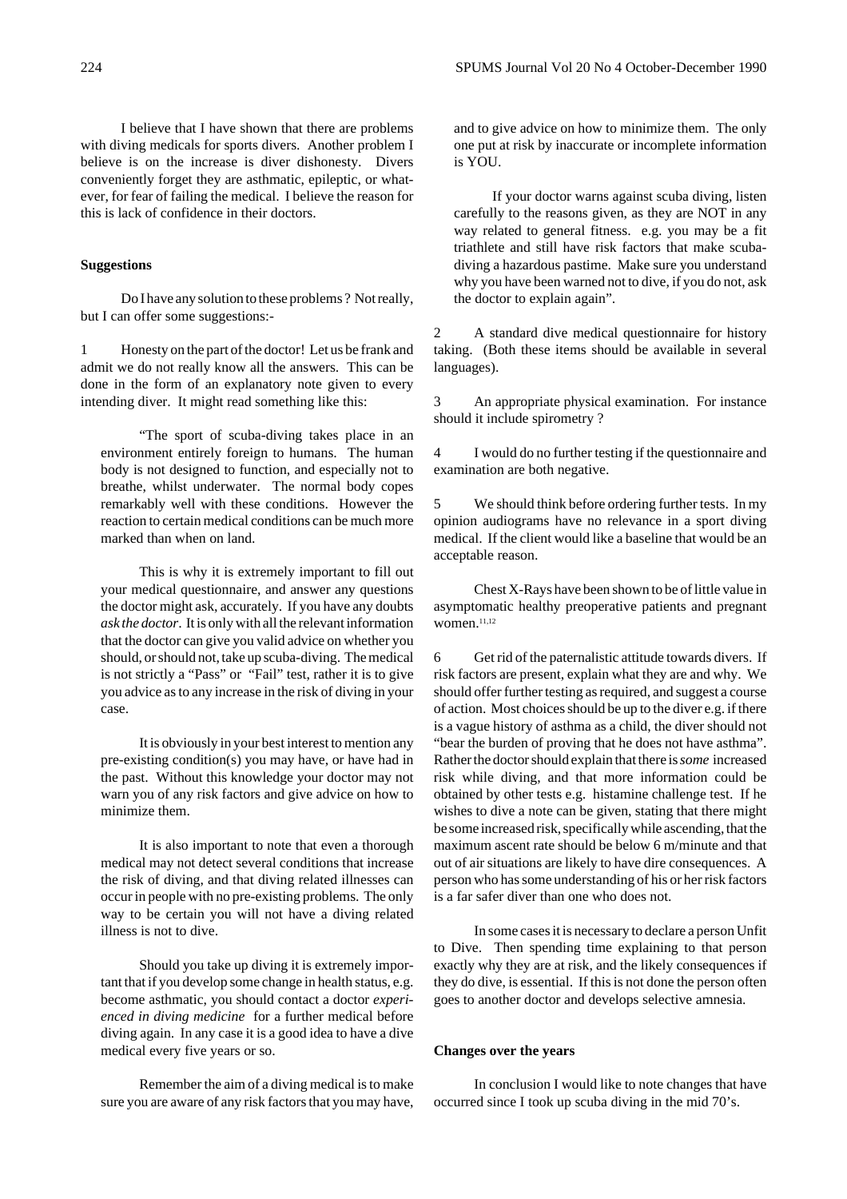I believe that I have shown that there are problems with diving medicals for sports divers. Another problem I believe is on the increase is diver dishonesty. Divers conveniently forget they are asthmatic, epileptic, or whatever, for fear of failing the medical. I believe the reason for this is lack of confidence in their doctors.

**Suggestions**

Do I have any solution to these problems ? Not really, but I can offer some suggestions:-

1 Honesty on the part of the doctor! Let us be frank and admit we do not really know all the answers. This can be done in the form of an explanatory note given to every intending diver. It might read something like this:

"The sport of scuba-diving takes place in an environment entirely foreign to humans. The human body is not designed to function, and especially not to breathe, whilst underwater. The normal body copes remarkably well with these conditions. However the reaction to certain medical conditions can be much more marked than when on land.

This is why it is extremely important to fill out your medical questionnaire, and answer any questions the doctor might ask, accurately. If you have any doubts *ask the doctor*. It is only with all the relevant information that the doctor can give you valid advice on whether you should, or should not, take up scuba-diving. The medical is not strictly a "Pass" or "Fail" test, rather it is to give you advice as to any increase in the risk of diving in your case.

It is obviously in your best interest to mention any pre-existing condition(s) you may have, or have had in the past. Without this knowledge your doctor may not warn you of any risk factors and give advice on how to minimize them.

It is also important to note that even a thorough medical may not detect several conditions that increase the risk of diving, and that diving related illnesses can occur in people with no pre-existing problems. The only way to be certain you will not have a diving related illness is not to dive.

Should you take up diving it is extremely important that if you develop some change in health status, e.g. become asthmatic, you should contact a doctor *experienced in diving medicine* for a further medical before diving again. In any case it is a good idea to have a dive medical every five years or so.

Remember the aim of a diving medical is to make sure you are aware of any risk factors that you may have, and to give advice on how to minimize them. The only one put at risk by inaccurate or incomplete information is YOU.

If your doctor warns against scuba diving, listen carefully to the reasons given, as they are NOT in any way related to general fitness. e.g. you may be a fit triathlete and still have risk factors that make scuba-diving a hazardous pastime. Make sure you understand why you have been warned not to dive, if you do not, ask the doctor to explain again".

2 A standard dive medical questionnaire for history taking. (Both these items should be available in several languages).

3 An appropriate physical examination. For instance should it include spirometry ?

4 I would do no further testing if the questionnaire and examination are both negative.

5 We should think before ordering further tests. In my opinion audiograms have no relevance in a sport diving medical. If the client would like a baseline that would be an acceptable reason.

Chest X-Rays have been shown to be of little value in asymptomatic healthy preoperative patients and pregnant women.[11,12]

6 Get rid of the paternalistic attitude towards divers. If risk factors are present, explain what they are and why. We should offer further testing as required, and suggest a course of action. Most choices should be up to the diver e.g. if there is a vague history of asthma as a child, the diver should not "bear the burden of proving that he does not have asthma". Rather the doctor should explain that there is *some* increased risk while diving, and that more information could be obtained by other tests e.g. histamine challenge test. If he wishes to dive a note can be given, stating that there might be some increased risk, specifically while ascending, that the maximum ascent rate should be below 6 m/minute and that out of air situations are likely to have dire consequences. A person who has some understanding of his or her risk factors is a far safer diver than one who does not.

In some cases it is necessary to declare a person Unfit to Dive. Then spending time explaining to that person exactly why they are at risk, and the likely consequences if they do dive, is essential. If this is not done the person often goes to another doctor and develops selective amnesia.

**Changes over the years**

In conclusion I would like to note changes that have occurred since I took up scuba diving in the mid 70's.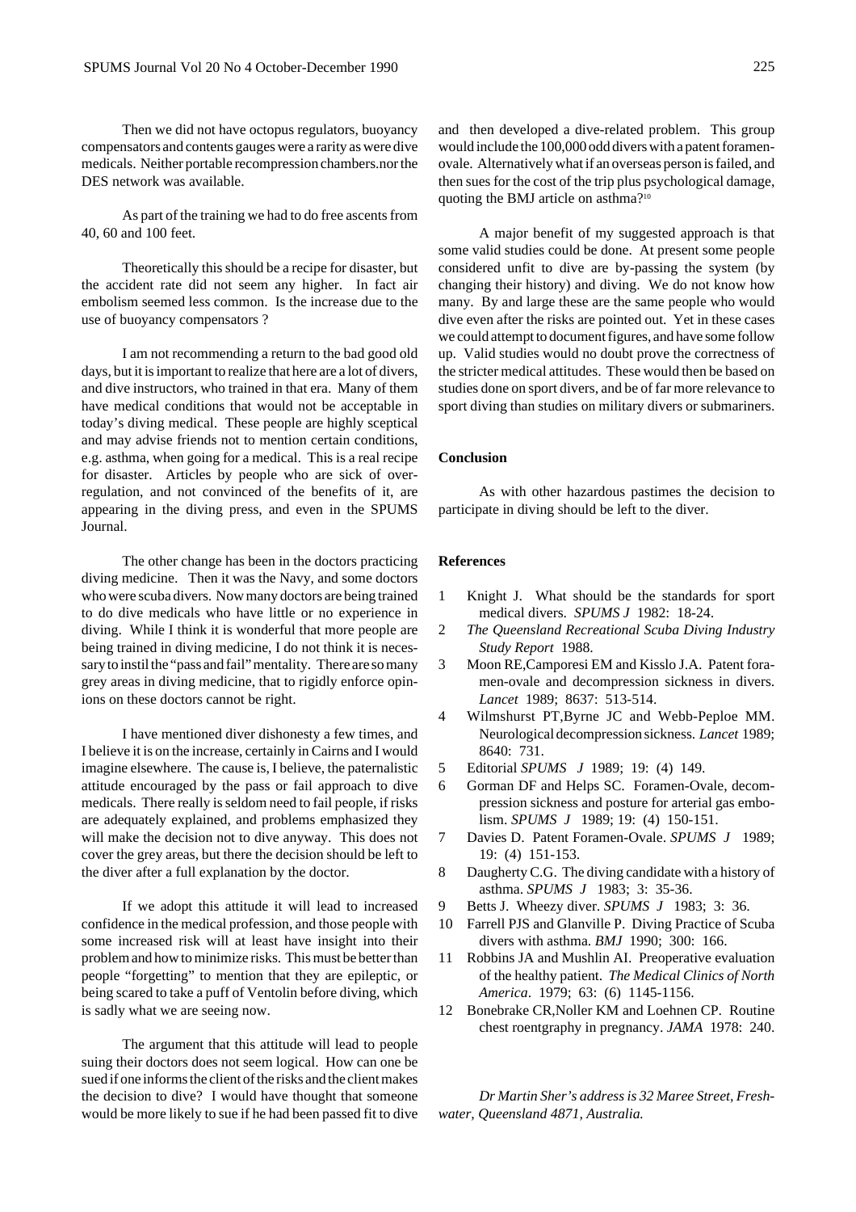Then we did not have octopus regulators, buoyancy compensators and contents gauges were a rarity as were dive medicals. Neither portable recompression chambers.nor the DES network was available.

As part of the training we had to do free ascents from 40, 60 and 100 feet.

Theoretically this should be a recipe for disaster, but the accident rate did not seem any higher. In fact air embolism seemed less common. Is the increase due to the use of buoyancy compensators ?

I am not recommending a return to the bad good old days, but it is important to realize that here are a lot of divers, and dive instructors, who trained in that era. Many of them have medical conditions that would not be acceptable in today's diving medical. These people are highly sceptical and may advise friends not to mention certain conditions, e.g. asthma, when going for a medical. This is a real recipe for disaster. Articles by people who are sick of over-regulation, and not convinced of the benefits of it, are appearing in the diving press, and even in the SPUMS Journal.

The other change has been in the doctors practicing diving medicine. Then it was the Navy, and some doctors who were scuba divers. Now many doctors are being trained to do dive medicals who have little or no experience in diving. While I think it is wonderful that more people are being trained in diving medicine, I do not think it is necessary to instil the "pass and fail" mentality. There are so many grey areas in diving medicine, that to rigidly enforce opinions on these doctors cannot be right.

I have mentioned diver dishonesty a few times, and I believe it is on the increase, certainly in Cairns and I would imagine elsewhere. The cause is, I believe, the paternalistic attitude encouraged by the pass or fail approach to dive medicals. There really is seldom need to fail people, if risks are adequately explained, and problems emphasized they will make the decision not to dive anyway. This does not cover the grey areas, but there the decision should be left to the diver after a full explanation by the doctor.

If we adopt this attitude it will lead to increased confidence in the medical profession, and those people with some increased risk will at least have insight into their problem and how to minimize risks. This must be better than people "forgetting" to mention that they are epileptic, or being scared to take a puff of Ventolin before diving, which is sadly what we are seeing now.

The argument that this attitude will lead to people suing their doctors does not seem logical. How can one be sued if one informs the client of the risks and the client makes the decision to dive? I would have thought that someone would be more likely to sue if he had been passed fit to dive and then developed a dive-related problem. This group would include the 100,000 odd divers with a patent foramen-ovale. Alternatively what if an overseas person is failed, and then sues for the cost of the trip plus psychological damage, quoting the BMJ article on asthma?[10]

A major benefit of my suggested approach is that some valid studies could be done. At present some people considered unfit to dive are by-passing the system (by changing their history) and diving. We do not know how many. By and large these are the same people who would dive even after the risks are pointed out. Yet in these cases we could attempt to document figures, and have some follow up. Valid studies would no doubt prove the correctness of the stricter medical attitudes. These would then be based on studies done on sport divers, and be of far more relevance to sport diving than studies on military divers or submariners.

## Conclusion

As with other hazardous pastimes the decision to participate in diving should be left to the diver.

## References

1. Knight J. What should be the standards for sport medical divers. *SPUMS J* 1982: 18-24.
2. *The Queensland Recreational Scuba Diving Industry Study Report* 1988.
3. Moon RE,Camporesi EM and Kisslo J.A. Patent foramen-ovale and decompression sickness in divers. *Lancet* 1989; 8637: 513-514.
4. Wilmshurst PT,Byrne JC and Webb-Peploe MM. Neurological decompression sickness. *Lancet* 1989; 8640: 731.
5. Editorial *SPUMS J* 1989; 19: (4) 149.
6. Gorman DF and Helps SC. Foramen-Ovale, decompression sickness and posture for arterial gas embolism. *SPUMS J* 1989; 19: (4) 150-151.
7. Davies D. Patent Foramen-Ovale. *SPUMS J* 1989; 19: (4) 151-153.
8. Daugherty C.G. The diving candidate with a history of asthma. *SPUMS J* 1983; 3: 35-36.
9. Betts J. Wheezy diver. *SPUMS J* 1983; 3: 36.
10. Farrell PJS and Glanville P. Diving Practice of Scuba divers with asthma. *BMJ* 1990; 300: 166.
11. Robbins JA and Mushlin AI. Preoperative evaluation of the healthy patient. *The Medical Clinics of North America*. 1979; 63: (6) 1145-1156.
12. Bonebrake CR,Noller KM and Loehnen CP. Routine chest roentgraphy in pregnancy. *JAMA* 1978: 240.

*Dr Martin Sher's address is 32 Maree Street, Freshwater, Queensland 4871, Australia.*